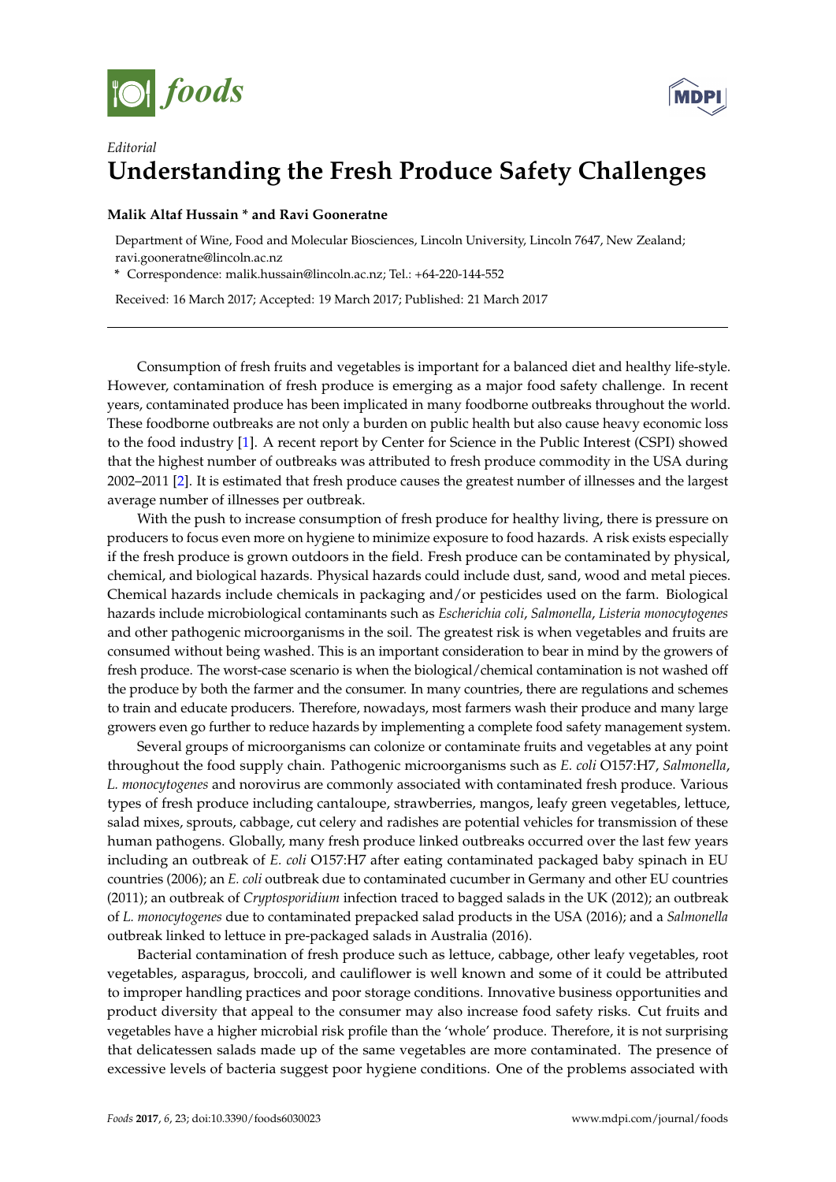*Editorial*

# Understanding the Fresh Produce Safety Challenges

**Malik Altaf Hussain * and Ravi Gooneratne**

Department of Wine, Food and Molecular Biosciences, Lincoln University, Lincoln 7647, New Zealand; ravi.gooneratne@lincoln.ac.nz

* Correspondence: malik.hussain@lincoln.ac.nz; Tel.: +64-220-144-552

Received: 16 March 2017; Accepted: 19 March 2017; Published: 21 March 2017

---

Consumption of fresh fruits and vegetables is important for a balanced diet and healthy life-style. However, contamination of fresh produce is emerging as a major food safety challenge. In recent years, contaminated produce has been implicated in many foodborne outbreaks throughout the world. These foodborne outbreaks are not only a burden on public health but also cause heavy economic loss to the food industry [1]. A recent report by Center for Science in the Public Interest (CSPI) showed that the highest number of outbreaks was attributed to fresh produce commodity in the USA during 2002–2011 [2]. It is estimated that fresh produce causes the greatest number of illnesses and the largest average number of illnesses per outbreak.

With the push to increase consumption of fresh produce for healthy living, there is pressure on producers to focus even more on hygiene to minimize exposure to food hazards. A risk exists especially if the fresh produce is grown outdoors in the field. Fresh produce can be contaminated by physical, chemical, and biological hazards. Physical hazards could include dust, sand, wood and metal pieces. Chemical hazards include chemicals in packaging and/or pesticides used on the farm. Biological hazards include microbiological contaminants such as *Escherichia coli*, *Salmonella*, *Listeria monocytogenes* and other pathogenic microorganisms in the soil. The greatest risk is when vegetables and fruits are consumed without being washed. This is an important consideration to bear in mind by the growers of fresh produce. The worst-case scenario is when the biological/chemical contamination is not washed off the produce by both the farmer and the consumer. In many countries, there are regulations and schemes to train and educate producers. Therefore, nowadays, most farmers wash their produce and many large growers even go further to reduce hazards by implementing a complete food safety management system.

Several groups of microorganisms can colonize or contaminate fruits and vegetables at any point throughout the food supply chain. Pathogenic microorganisms such as *E. coli* O157:H7, *Salmonella*, *L. monocytogenes* and norovirus are commonly associated with contaminated fresh produce. Various types of fresh produce including cantaloupe, strawberries, mangos, leafy green vegetables, lettuce, salad mixes, sprouts, cabbage, cut celery and radishes are potential vehicles for transmission of these human pathogens. Globally, many fresh produce linked outbreaks occurred over the last few years including an outbreak of *E. coli* O157:H7 after eating contaminated packaged baby spinach in EU countries (2006); an *E. coli* outbreak due to contaminated cucumber in Germany and other EU countries (2011); an outbreak of *Cryptosporidium* infection traced to bagged salads in the UK (2012); an outbreak of *L. monocytogenes* due to contaminated prepacked salad products in the USA (2016); and a *Salmonella* outbreak linked to lettuce in pre-packaged salads in Australia (2016).

Bacterial contamination of fresh produce such as lettuce, cabbage, other leafy vegetables, root vegetables, asparagus, broccoli, and cauliflower is well known and some of it could be attributed to improper handling practices and poor storage conditions. Innovative business opportunities and product diversity that appeal to the consumer may also increase food safety risks. Cut fruits and vegetables have a higher microbial risk profile than the 'whole' produce. Therefore, it is not surprising that delicatessen salads made up of the same vegetables are more contaminated. The presence of excessive levels of bacteria suggest poor hygiene conditions. One of the problems associated with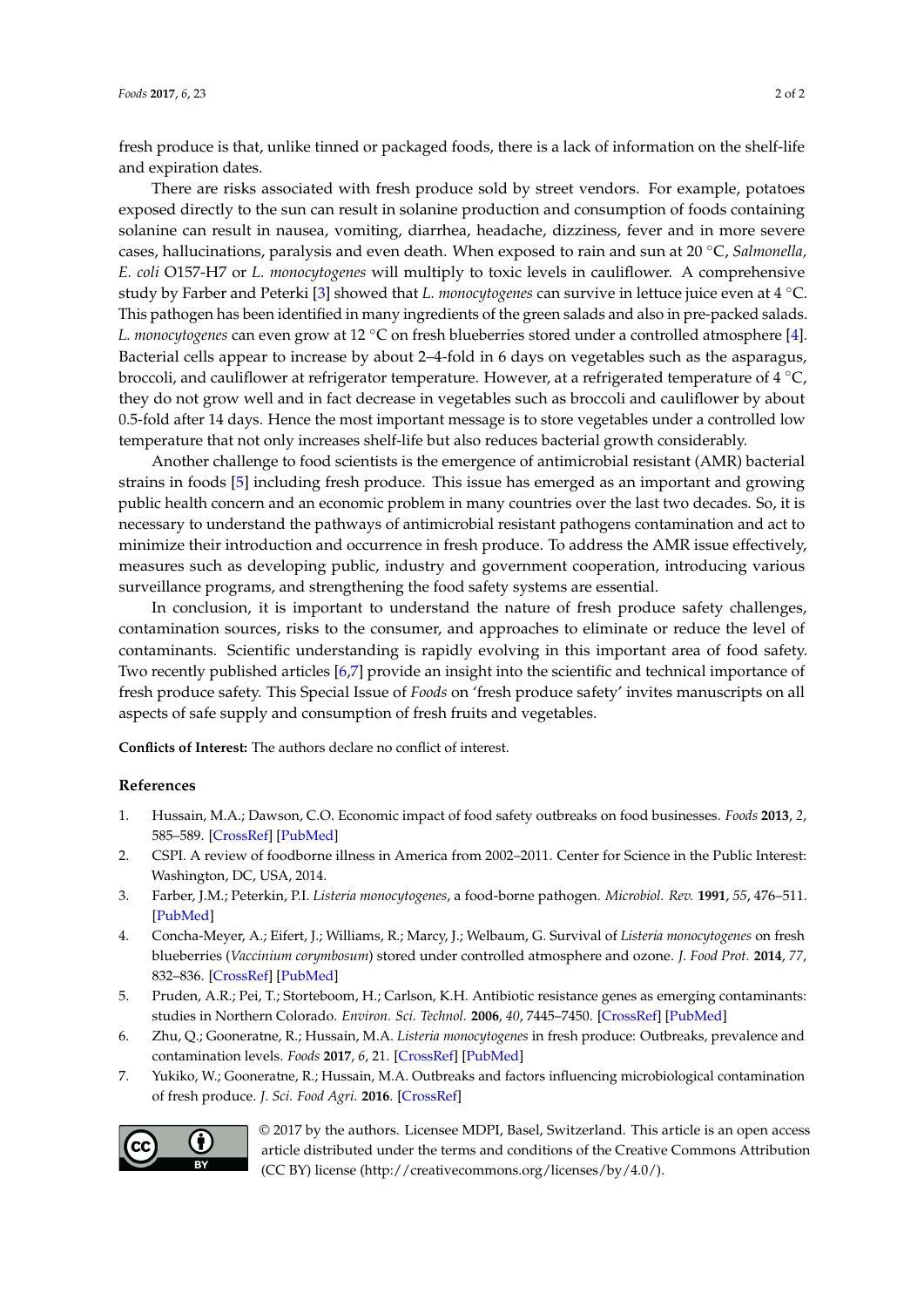fresh produce is that, unlike tinned or packaged foods, there is a lack of information on the shelf-life and expiration dates.

There are risks associated with fresh produce sold by street vendors. For example, potatoes exposed directly to the sun can result in solanine production and consumption of foods containing solanine can result in nausea, vomiting, diarrhea, headache, dizziness, fever and in more severe cases, hallucinations, paralysis and even death. When exposed to rain and sun at 20 °C, *Salmonella*, *E. coli* O157-H7 or *L. monocytogenes* will multiply to toxic levels in cauliflower. A comprehensive study by Farber and Peterki [3] showed that *L. monocytogenes* can survive in lettuce juice even at 4 °C. This pathogen has been identified in many ingredients of the green salads and also in pre-packed salads. *L. monocytogenes* can even grow at 12 °C on fresh blueberries stored under a controlled atmosphere [4]. Bacterial cells appear to increase by about 2–4-fold in 6 days on vegetables such as the asparagus, broccoli, and cauliflower at refrigerator temperature. However, at a refrigerated temperature of 4 °C, they do not grow well and in fact decrease in vegetables such as broccoli and cauliflower by about 0.5-fold after 14 days. Hence the most important message is to store vegetables under a controlled low temperature that not only increases shelf-life but also reduces bacterial growth considerably.

Another challenge to food scientists is the emergence of antimicrobial resistant (AMR) bacterial strains in foods [5] including fresh produce. This issue has emerged as an important and growing public health concern and an economic problem in many countries over the last two decades. So, it is necessary to understand the pathways of antimicrobial resistant pathogens contamination and act to minimize their introduction and occurrence in fresh produce. To address the AMR issue effectively, measures such as developing public, industry and government cooperation, introducing various surveillance programs, and strengthening the food safety systems are essential.

In conclusion, it is important to understand the nature of fresh produce safety challenges, contamination sources, risks to the consumer, and approaches to eliminate or reduce the level of contaminants. Scientific understanding is rapidly evolving in this important area of food safety. Two recently published articles [6,7] provide an insight into the scientific and technical importance of fresh produce safety. This Special Issue of *Foods* on 'fresh produce safety' invites manuscripts on all aspects of safe supply and consumption of fresh fruits and vegetables.

**Conflicts of Interest:** The authors declare no conflict of interest.

## References

1. Hussain, M.A.; Dawson, C.O. Economic impact of food safety outbreaks on food businesses. *Foods* **2013**, *2*, 585–589. [CrossRef] [PubMed]
2. CSPI. A review of foodborne illness in America from 2002–2011. Center for Science in the Public Interest: Washington, DC, USA, 2014.
3. Farber, J.M.; Peterkin, P.I. *Listeria monocytogenes*, a food-borne pathogen. *Microbiol. Rev.* **1991**, *55*, 476–511. [PubMed]
4. Concha-Meyer, A.; Eifert, J.; Williams, R.; Marcy, J.; Welbaum, G. Survival of *Listeria monocytogenes* on fresh blueberries (*Vaccinium corymbosum*) stored under controlled atmosphere and ozone. *J. Food Prot.* **2014**, *77*, 832–836. [CrossRef] [PubMed]
5. Pruden, A.R.; Pei, T.; Storteboom, H.; Carlson, K.H. Antibiotic resistance genes as emerging contaminants: studies in Northern Colorado. *Environ. Sci. Technol.* **2006**, *40*, 7445–7450. [CrossRef] [PubMed]
6. Zhu, Q.; Gooneratne, R.; Hussain, M.A. *Listeria monocytogenes* in fresh produce: Outbreaks, prevalence and contamination levels. *Foods* **2017**, *6*, 21. [CrossRef] [PubMed]
7. Yukiko, W.; Gooneratne, R.; Hussain, M.A. Outbreaks and factors influencing microbiological contamination of fresh produce. *J. Sci. Food Agri.* **2016**. [CrossRef]

© 2017 by the authors. Licensee MDPI, Basel, Switzerland. This article is an open access article distributed under the terms and conditions of the Creative Commons Attribution (CC BY) license (http://creativecommons.org/licenses/by/4.0/).